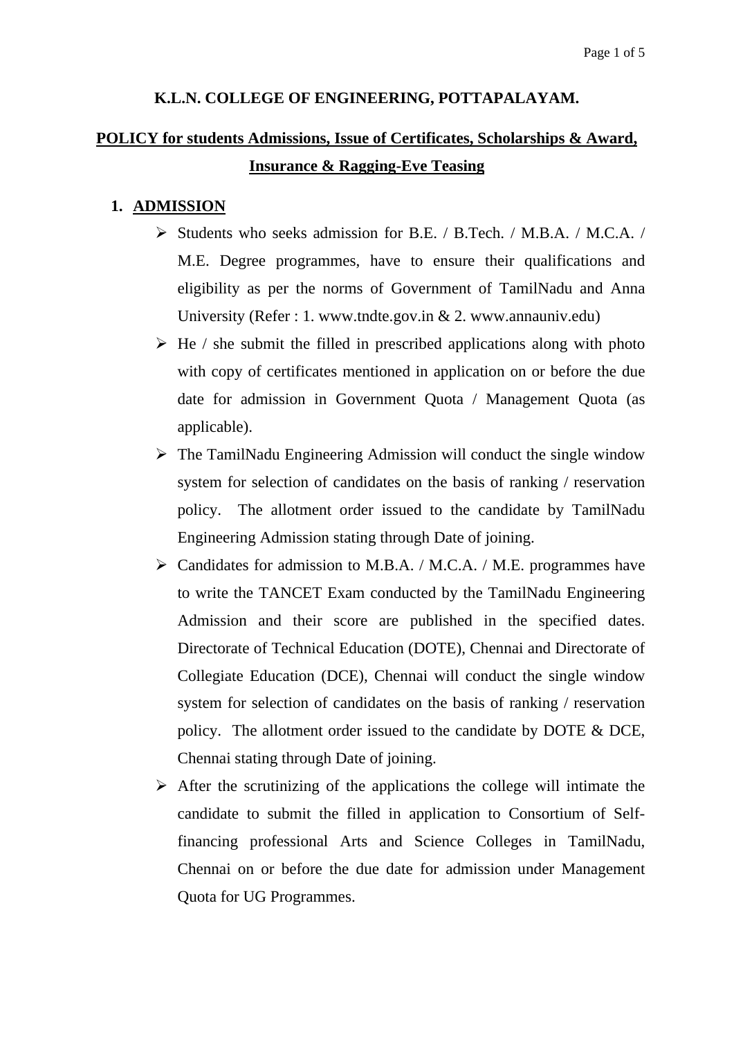# K.L.N. COLLEGE OF ENGINEERING, POTTAPALAYAM.

## POLICY for students Admissions, Issue of Certificates, Scholarships & Award, Insurance & Ragging-Eve Teasing

1. **ADMISSION**

   - Students who seeks admission for B.E. / B.Tech. / M.B.A. / M.C.A. / M.E. Degree programmes, have to ensure their qualifications and eligibility as per the norms of Government of TamilNadu and Anna University (Refer : 1. www.tndte.gov.in & 2. www.annauniv.edu)
   - He / she submit the filled in prescribed applications along with photo with copy of certificates mentioned in application on or before the due date for admission in Government Quota / Management Quota (as applicable).
   - The TamilNadu Engineering Admission will conduct the single window system for selection of candidates on the basis of ranking / reservation policy. The allotment order issued to the candidate by TamilNadu Engineering Admission stating through Date of joining.
   - Candidates for admission to M.B.A. / M.C.A. / M.E. programmes have to write the TANCET Exam conducted by the TamilNadu Engineering Admission and their score are published in the specified dates. Directorate of Technical Education (DOTE), Chennai and Directorate of Collegiate Education (DCE), Chennai will conduct the single window system for selection of candidates on the basis of ranking / reservation policy. The allotment order issued to the candidate by DOTE & DCE, Chennai stating through Date of joining.
   - After the scrutinizing of the applications the college will intimate the candidate to submit the filled in application to Consortium of Self-financing professional Arts and Science Colleges in TamilNadu, Chennai on or before the due date for admission under Management Quota for UG Programmes.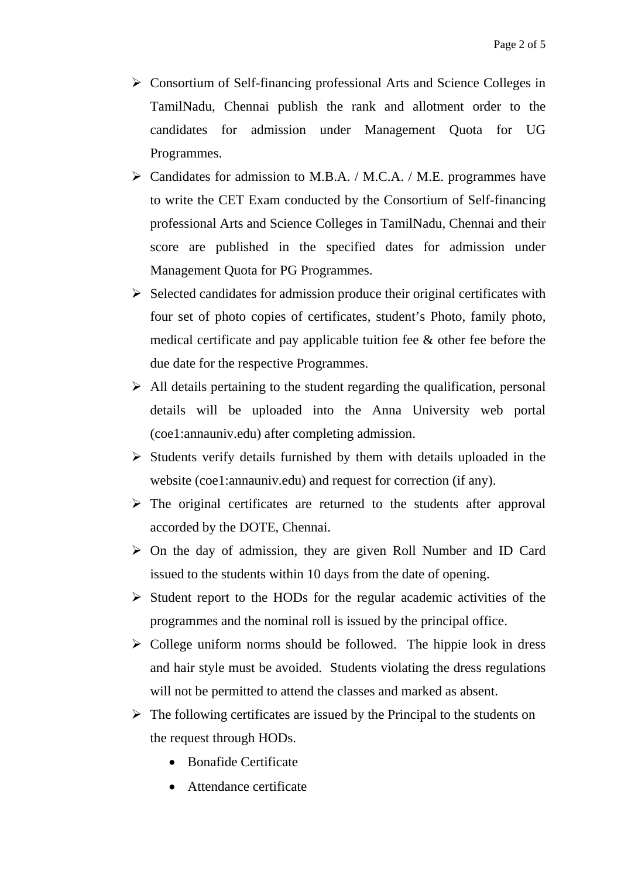- Consortium of Self-financing professional Arts and Science Colleges in TamilNadu, Chennai publish the rank and allotment order to the candidates for admission under Management Quota for UG Programmes.
- Candidates for admission to M.B.A. / M.C.A. / M.E. programmes have to write the CET Exam conducted by the Consortium of Self-financing professional Arts and Science Colleges in TamilNadu, Chennai and their score are published in the specified dates for admission under Management Quota for PG Programmes.
- Selected candidates for admission produce their original certificates with four set of photo copies of certificates, student's Photo, family photo, medical certificate and pay applicable tuition fee & other fee before the due date for the respective Programmes.
- All details pertaining to the student regarding the qualification, personal details will be uploaded into the Anna University web portal (coe1:annauniv.edu) after completing admission.
- Students verify details furnished by them with details uploaded in the website (coe1:annauniv.edu) and request for correction (if any).
- The original certificates are returned to the students after approval accorded by the DOTE, Chennai.
- On the day of admission, they are given Roll Number and ID Card issued to the students within 10 days from the date of opening.
- Student report to the HODs for the regular academic activities of the programmes and the nominal roll is issued by the principal office.
- College uniform norms should be followed. The hippie look in dress and hair style must be avoided. Students violating the dress regulations will not be permitted to attend the classes and marked as absent.
- The following certificates are issued by the Principal to the students on the request through HODs.
  - Bonafide Certificate
  - Attendance certificate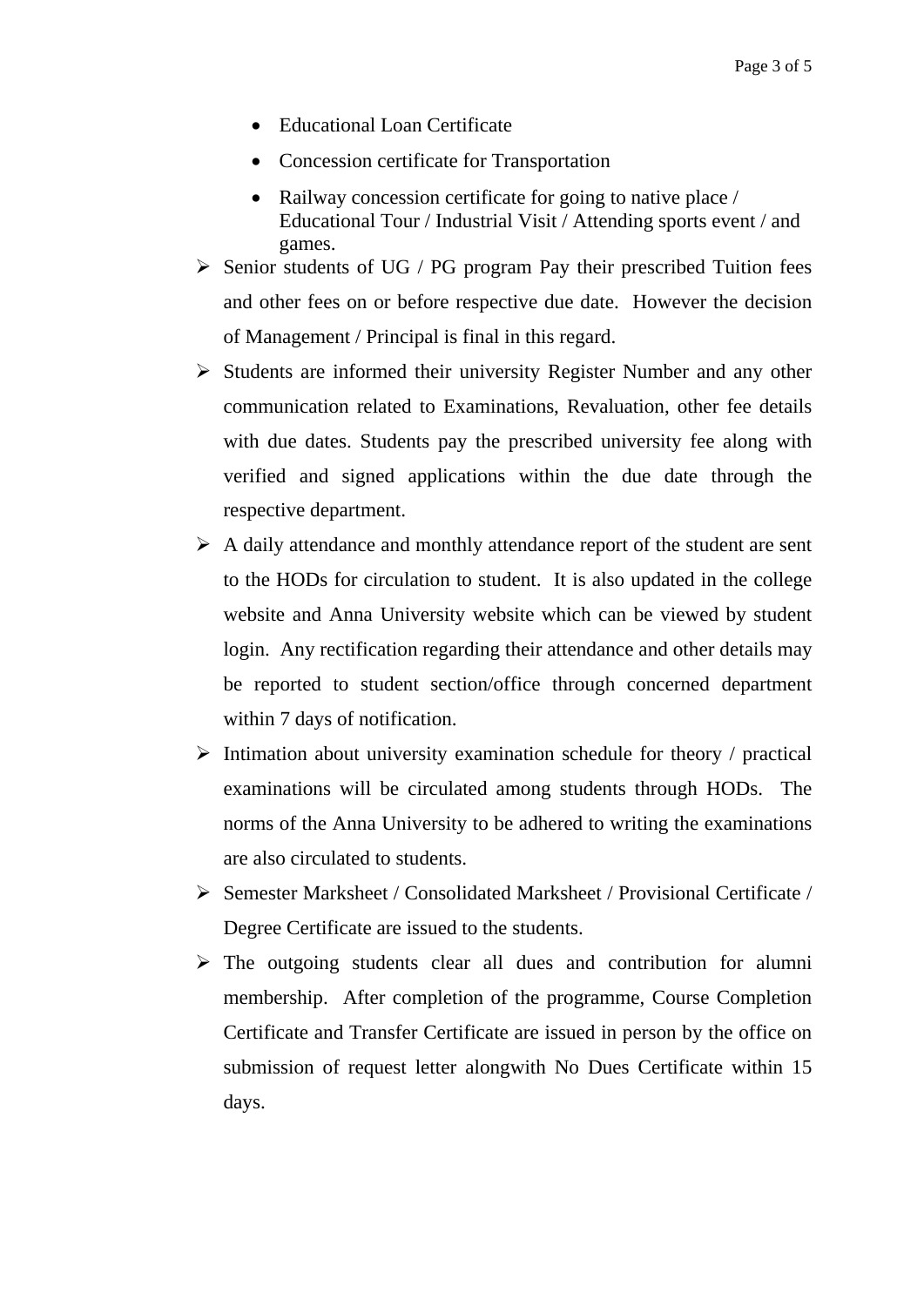- Educational Loan Certificate
- Concession certificate for Transportation
- Railway concession certificate for going to native place / Educational Tour / Industrial Visit / Attending sports event / and games.

- Senior students of UG / PG program Pay their prescribed Tuition fees and other fees on or before respective due date. However the decision of Management / Principal is final in this regard.
- Students are informed their university Register Number and any other communication related to Examinations, Revaluation, other fee details with due dates. Students pay the prescribed university fee along with verified and signed applications within the due date through the respective department.
- A daily attendance and monthly attendance report of the student are sent to the HODs for circulation to student. It is also updated in the college website and Anna University website which can be viewed by student login. Any rectification regarding their attendance and other details may be reported to student section/office through concerned department within 7 days of notification.
- Intimation about university examination schedule for theory / practical examinations will be circulated among students through HODs. The norms of the Anna University to be adhered to writing the examinations are also circulated to students.
- Semester Marksheet / Consolidated Marksheet / Provisional Certificate / Degree Certificate are issued to the students.
- The outgoing students clear all dues and contribution for alumni membership. After completion of the programme, Course Completion Certificate and Transfer Certificate are issued in person by the office on submission of request letter alongwith No Dues Certificate within 15 days.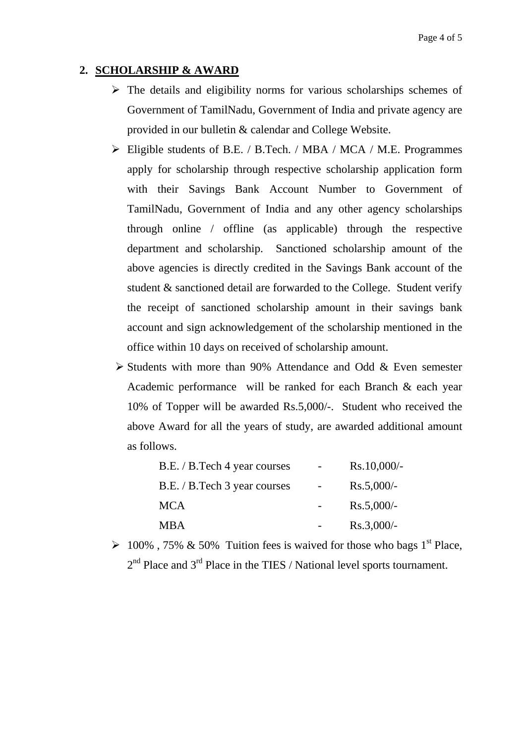## 2. SCHOLARSHIP & AWARD

- The details and eligibility norms for various scholarships schemes of Government of TamilNadu, Government of India and private agency are provided in our bulletin & calendar and College Website.
- Eligible students of B.E. / B.Tech. / MBA / MCA / M.E. Programmes apply for scholarship through respective scholarship application form with their Savings Bank Account Number to Government of TamilNadu, Government of India and any other agency scholarships through online / offline (as applicable) through the respective department and scholarship. Sanctioned scholarship amount of the above agencies is directly credited in the Savings Bank account of the student & sanctioned detail are forwarded to the College. Student verify the receipt of sanctioned scholarship amount in their savings bank account and sign acknowledgement of the scholarship mentioned in the office within 10 days on received of scholarship amount.
- Students with more than 90% Attendance and Odd & Even semester Academic performance will be ranked for each Branch & each year 10% of Topper will be awarded Rs.5,000/-. Student who received the above Award for all the years of study, are awarded additional amount as follows.

| | | |
|---|---|---|
| B.E. / B.Tech 4 year courses | - | Rs.10,000/- |
| B.E. / B.Tech 3 year courses | - | Rs.5,000/- |
| MCA | - | Rs.5,000/- |
| MBA | - | Rs.3,000/- |

- 100% , 75% & 50% Tuition fees is waived for those who bags 1st Place, 2nd Place and 3rd Place in the TIES / National level sports tournament.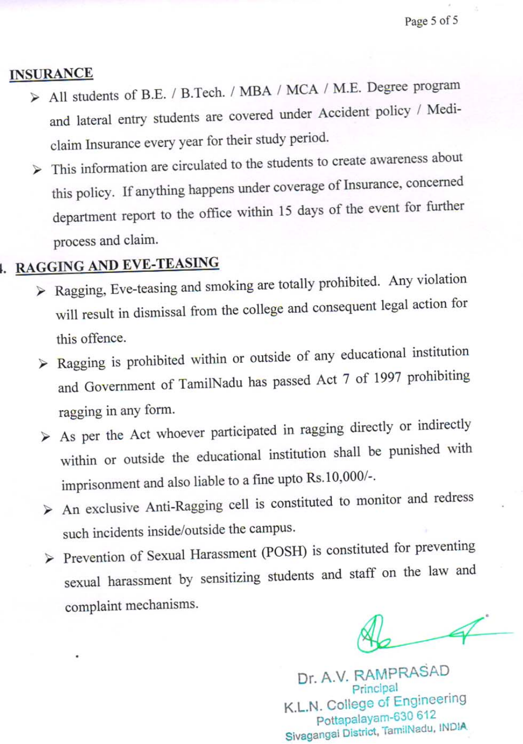## INSURANCE

- All students of B.E. / B.Tech. / MBA / MCA / M.E. Degree program and lateral entry students are covered under Accident policy / Medi-claim Insurance every year for their study period.
- This information are circulated to the students to create awareness about this policy. If anything happens under coverage of Insurance, concerned department report to the office within 15 days of the event for further process and claim.

## 4. RAGGING AND EVE-TEASING

- Ragging, Eve-teasing and smoking are totally prohibited. Any violation will result in dismissal from the college and consequent legal action for this offence.
- Ragging is prohibited within or outside of any educational institution and Government of TamilNadu has passed Act 7 of 1997 prohibiting ragging in any form.
- As per the Act whoever participated in ragging directly or indirectly within or outside the educational institution shall be punished with imprisonment and also liable to a fine upto Rs.10,000/-.
- An exclusive Anti-Ragging cell is constituted to monitor and redress such incidents inside/outside the campus.
- Prevention of Sexual Harassment (POSH) is constituted for preventing sexual harassment by sensitizing students and staff on the law and complaint mechanisms.

Dr. A.V. RAMPRASAD
Principal
K.L.N. College of Engineering
Pottapalayam-630 612
Sivagangai District, TamilNadu, INDIA